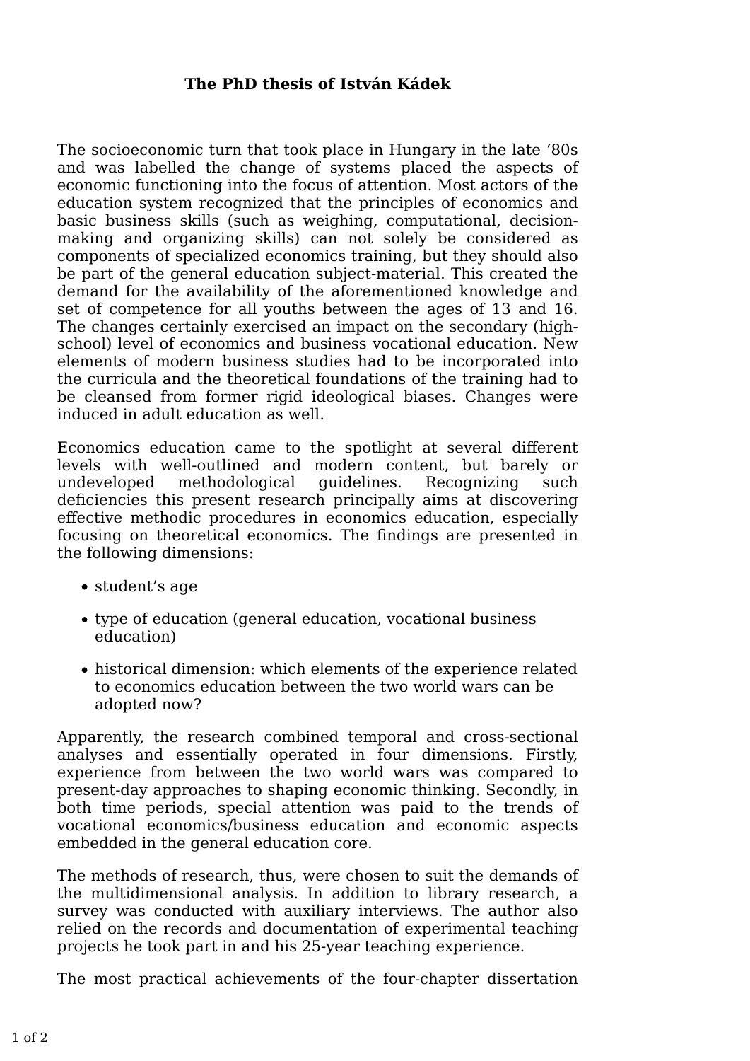**The PhD thesis of István Kádek**

The socioeconomic turn that took place in Hungary in the late '80s and was labelled the change of systems placed the aspects of economic functioning into the focus of attention. Most actors of the education system recognized that the principles of economics and basic business skills (such as weighing, computational, decision-making and organizing skills) can not solely be considered as components of specialized economics training, but they should also be part of the general education subject-material. This created the demand for the availability of the aforementioned knowledge and set of competence for all youths between the ages of 13 and 16. The changes certainly exercised an impact on the secondary (high-school) level of economics and business vocational education. New elements of modern business studies had to be incorporated into the curricula and the theoretical foundations of the training had to be cleansed from former rigid ideological biases. Changes were induced in adult education as well.

Economics education came to the spotlight at several different levels with well-outlined and modern content, but barely or undeveloped methodological guidelines. Recognizing such deficiencies this present research principally aims at discovering effective methodic procedures in economics education, especially focusing on theoretical economics. The findings are presented in the following dimensions:

- student's age
- type of education (general education, vocational business education)
- historical dimension: which elements of the experience related to economics education between the two world wars can be adopted now?

Apparently, the research combined temporal and cross-sectional analyses and essentially operated in four dimensions. Firstly, experience from between the two world wars was compared to present-day approaches to shaping economic thinking. Secondly, in both time periods, special attention was paid to the trends of vocational economics/business education and economic aspects embedded in the general education core.

The methods of research, thus, were chosen to suit the demands of the multidimensional analysis. In addition to library research, a survey was conducted with auxiliary interviews. The author also relied on the records and documentation of experimental teaching projects he took part in and his 25-year teaching experience.

The most practical achievements of the four-chapter dissertation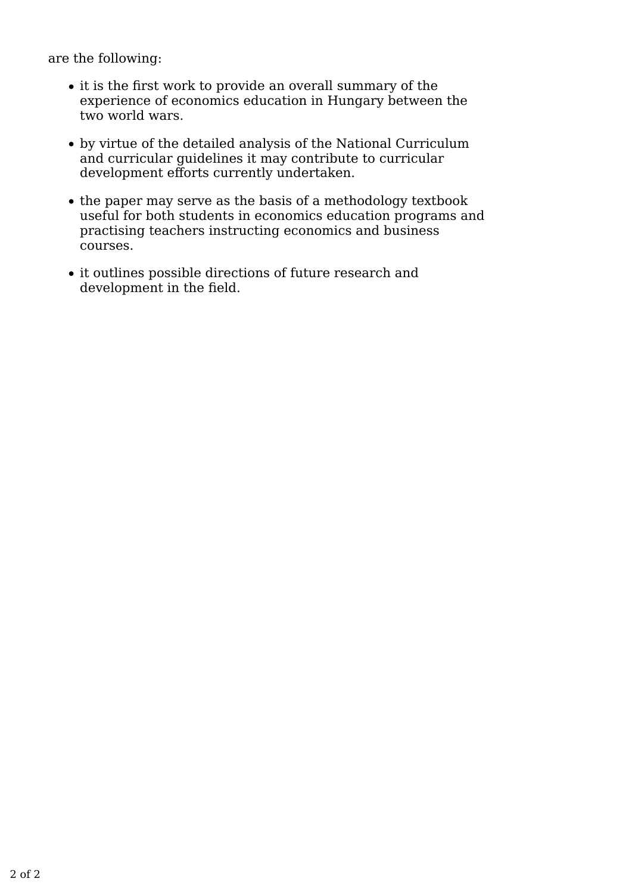are the following:

- it is the first work to provide an overall summary of the experience of economics education in Hungary between the two world wars.
- by virtue of the detailed analysis of the National Curriculum and curricular guidelines it may contribute to curricular development efforts currently undertaken.
- the paper may serve as the basis of a methodology textbook useful for both students in economics education programs and practising teachers instructing economics and business courses.
- it outlines possible directions of future research and development in the field.